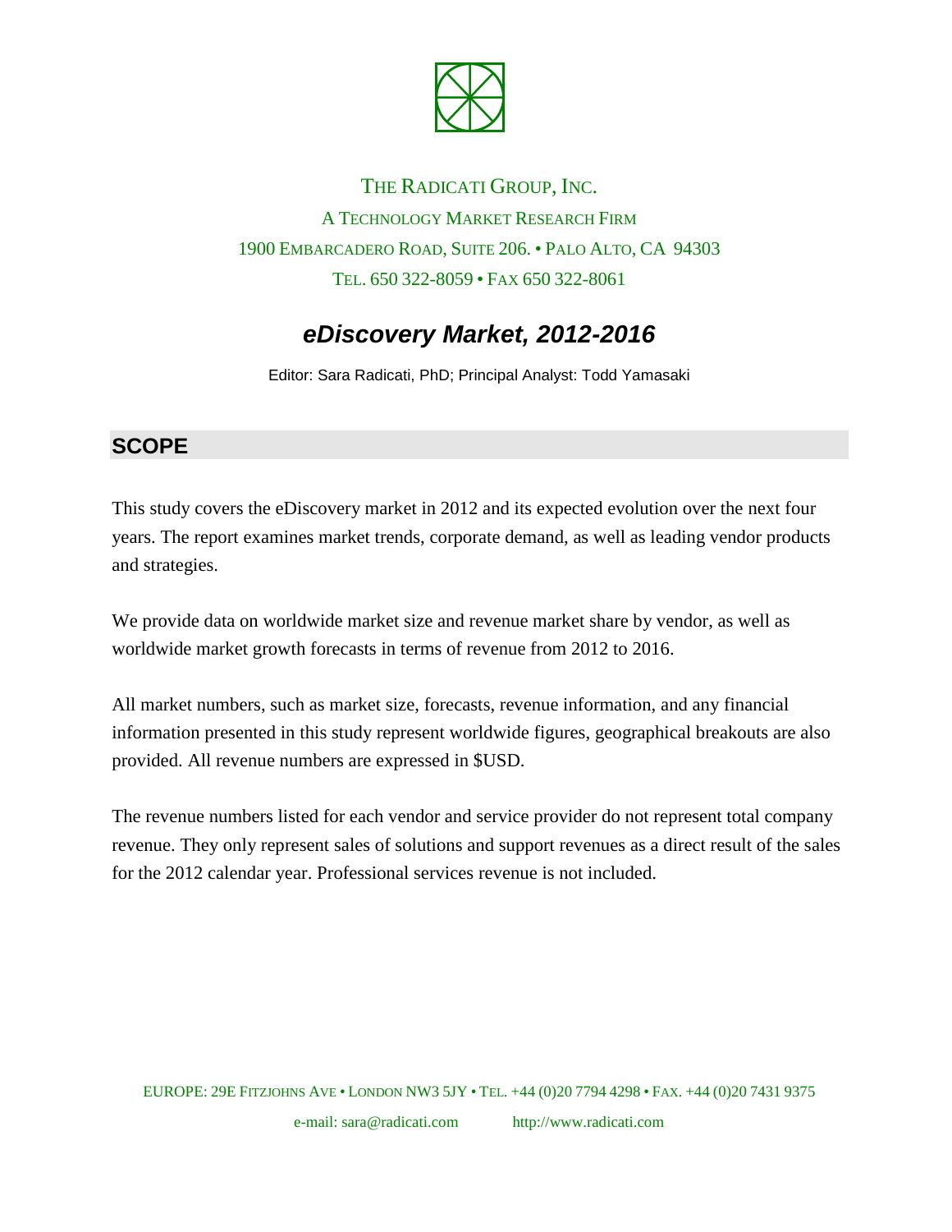THE RADICATI GROUP, INC.

A TECHNOLOGY MARKET RESEARCH FIRM

1900 EMBARCADERO ROAD, SUITE 206. • PALO ALTO, CA 94303

TEL. 650 322-8059 • FAX 650 322-8061

# *eDiscovery Market, 2012-2016*

Editor: Sara Radicati, PhD; Principal Analyst: Todd Yamasaki

## SCOPE

This study covers the eDiscovery market in 2012 and its expected evolution over the next four years. The report examines market trends, corporate demand, as well as leading vendor products and strategies.

We provide data on worldwide market size and revenue market share by vendor, as well as worldwide market growth forecasts in terms of revenue from 2012 to 2016.

All market numbers, such as market size, forecasts, revenue information, and any financial information presented in this study represent worldwide figures, geographical breakouts are also provided. All revenue numbers are expressed in $USD.

The revenue numbers listed for each vendor and service provider do not represent total company revenue. They only represent sales of solutions and support revenues as a direct result of the sales for the 2012 calendar year. Professional services revenue is not included.

EUROPE: 29E FITZJOHNS AVE • LONDON NW3 5JY • TEL. +44 (0)20 7794 4298 • FAX. +44 (0)20 7431 9375

e-mail: sara@radicati.com http://www.radicati.com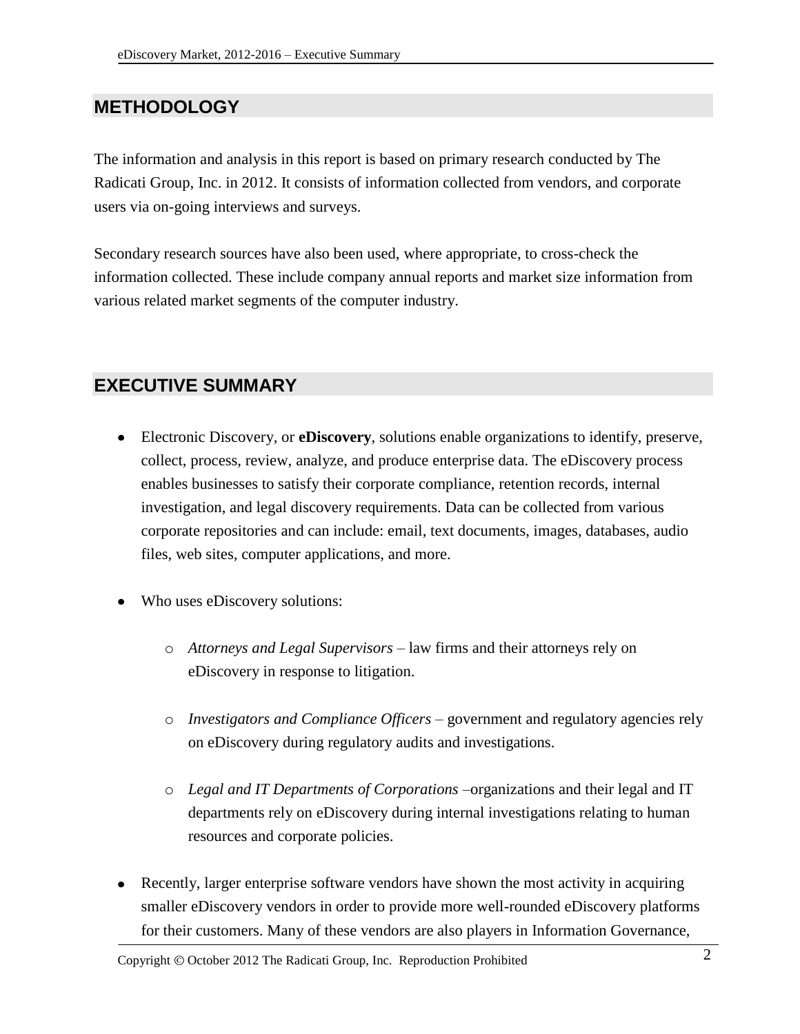## METHODOLOGY

The information and analysis in this report is based on primary research conducted by The Radicati Group, Inc. in 2012. It consists of information collected from vendors, and corporate users via on-going interviews and surveys.

Secondary research sources have also been used, where appropriate, to cross-check the information collected. These include company annual reports and market size information from various related market segments of the computer industry.

## EXECUTIVE SUMMARY

- Electronic Discovery, or **eDiscovery**, solutions enable organizations to identify, preserve, collect, process, review, analyze, and produce enterprise data. The eDiscovery process enables businesses to satisfy their corporate compliance, retention records, internal investigation, and legal discovery requirements. Data can be collected from various corporate repositories and can include: email, text documents, images, databases, audio files, web sites, computer applications, and more.

- Who uses eDiscovery solutions:

  - *Attorneys and Legal Supervisors* – law firms and their attorneys rely on eDiscovery in response to litigation.

  - *Investigators and Compliance Officers* – government and regulatory agencies rely on eDiscovery during regulatory audits and investigations.

  - *Legal and IT Departments of Corporations* –organizations and their legal and IT departments rely on eDiscovery during internal investigations relating to human resources and corporate policies.

- Recently, larger enterprise software vendors have shown the most activity in acquiring smaller eDiscovery vendors in order to provide more well-rounded eDiscovery platforms for their customers. Many of these vendors are also players in Information Governance,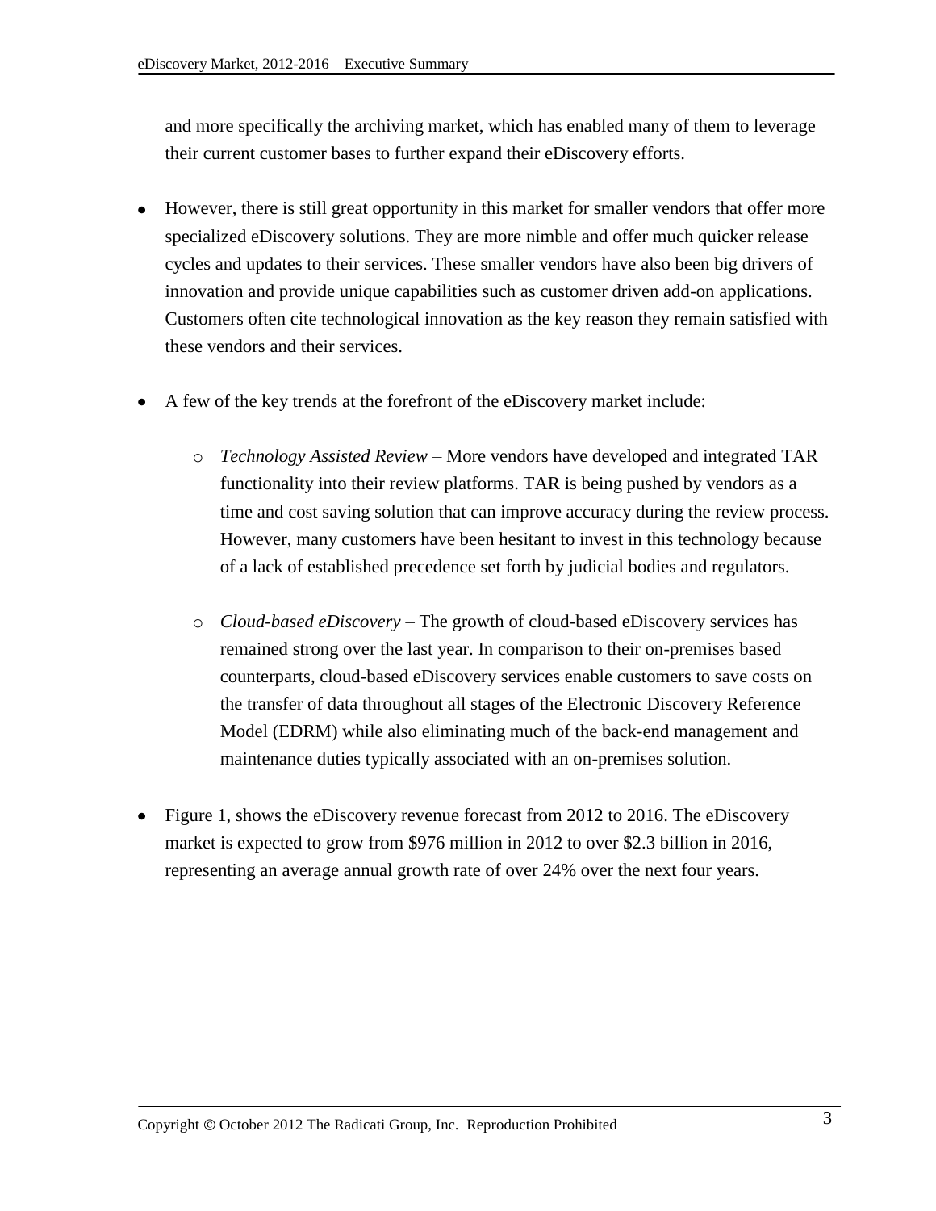and more specifically the archiving market, which has enabled many of them to leverage their current customer bases to further expand their eDiscovery efforts.

- However, there is still great opportunity in this market for smaller vendors that offer more specialized eDiscovery solutions. They are more nimble and offer much quicker release cycles and updates to their services. These smaller vendors have also been big drivers of innovation and provide unique capabilities such as customer driven add-on applications. Customers often cite technological innovation as the key reason they remain satisfied with these vendors and their services.

- A few of the key trends at the forefront of the eDiscovery market include:

    - *Technology Assisted Review* – More vendors have developed and integrated TAR functionality into their review platforms. TAR is being pushed by vendors as a time and cost saving solution that can improve accuracy during the review process. However, many customers have been hesitant to invest in this technology because of a lack of established precedence set forth by judicial bodies and regulators.

    - *Cloud-based eDiscovery* – The growth of cloud-based eDiscovery services has remained strong over the last year. In comparison to their on-premises based counterparts, cloud-based eDiscovery services enable customers to save costs on the transfer of data throughout all stages of the Electronic Discovery Reference Model (EDRM) while also eliminating much of the back-end management and maintenance duties typically associated with an on-premises solution.

- Figure 1, shows the eDiscovery revenue forecast from 2012 to 2016. The eDiscovery market is expected to grow from $976 million in 2012 to over $2.3 billion in 2016, representing an average annual growth rate of over 24% over the next four years.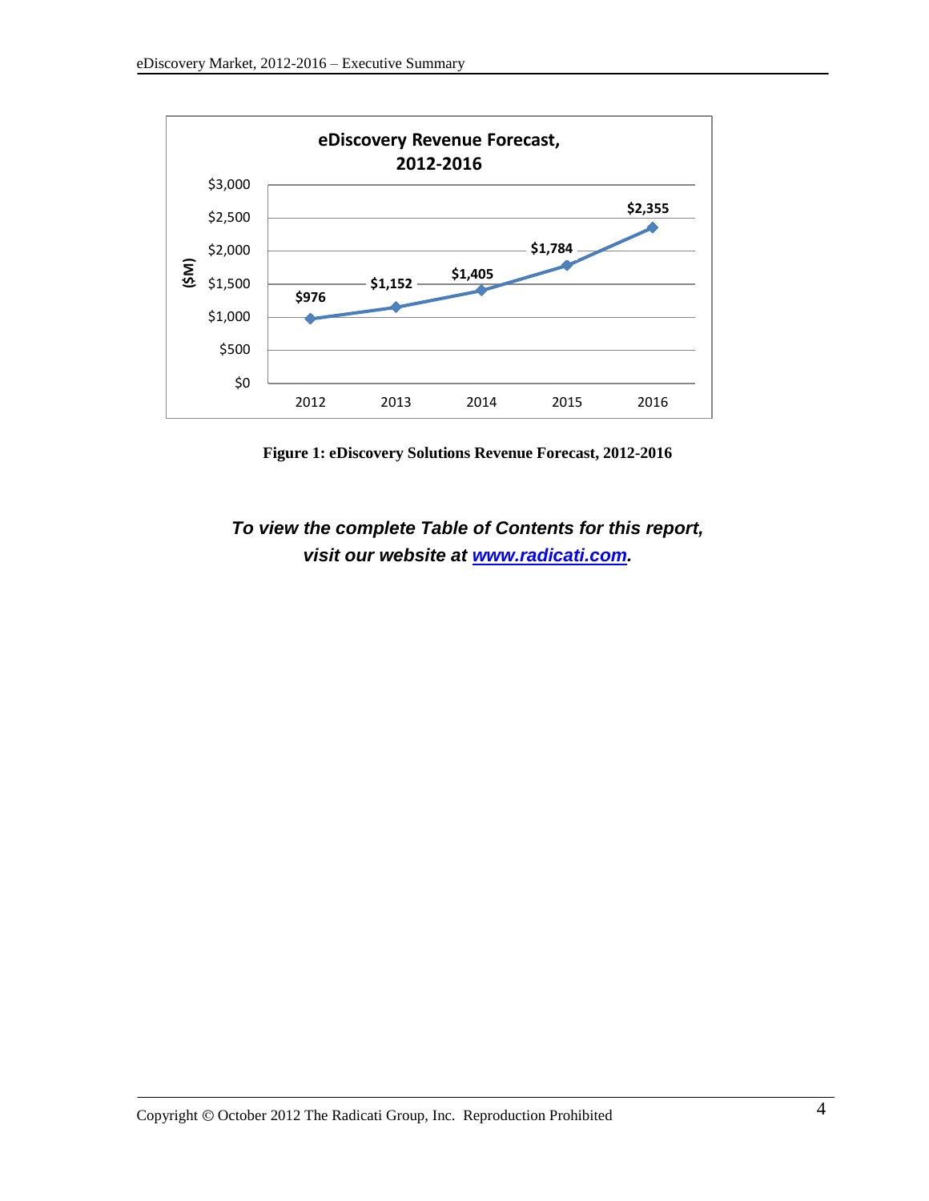eDiscovery Revenue Forecast, 2012-2016

($M)

$3,000
$2,500
$2,000
$1,500
$1,000
$500
$0

2012 2013 2014 2015 2016

$976
$1,152
$1,405
$1,784
$2,355

**Figure 1: eDiscovery Solutions Revenue Forecast, 2012-2016**

***To view the complete Table of Contents for this report, visit our website at [www.radicati.com](http://www.radicati.com).***